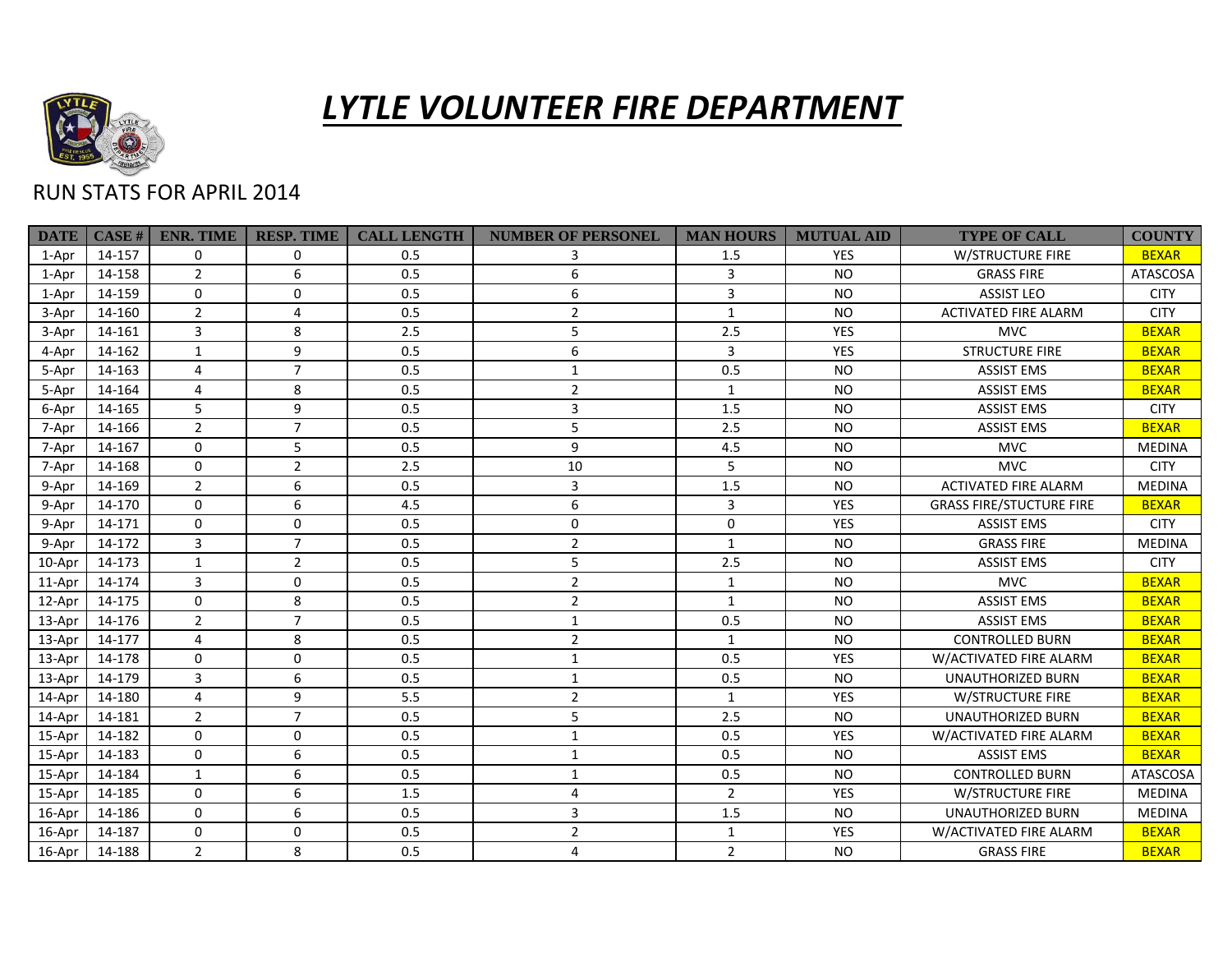# *LYTLE VOLUNTEER FIRE DEPARTMENT*

RUN STATS FOR APRIL 2014

| DATE | CASE # | ENR. TIME | RESP. TIME | CALL LENGTH | NUMBER OF PERSONEL | MAN HOURS | MUTUAL AID | TYPE OF CALL | COUNTY |
|---|---|---|---|---|---|---|---|---|---|
| 1-Apr | 14-157 | 0 | 0 | 0.5 | 3 | 1.5 | YES | W/STRUCTURE FIRE | BEXAR |
| 1-Apr | 14-158 | 2 | 6 | 0.5 | 6 | 3 | NO | GRASS FIRE | ATASCOSA |
| 1-Apr | 14-159 | 0 | 0 | 0.5 | 6 | 3 | NO | ASSIST LEO | CITY |
| 3-Apr | 14-160 | 2 | 4 | 0.5 | 2 | 1 | NO | ACTIVATED FIRE ALARM | CITY |
| 3-Apr | 14-161 | 3 | 8 | 2.5 | 5 | 2.5 | YES | MVC | BEXAR |
| 4-Apr | 14-162 | 1 | 9 | 0.5 | 6 | 3 | YES | STRUCTURE FIRE | BEXAR |
| 5-Apr | 14-163 | 4 | 7 | 0.5 | 1 | 0.5 | NO | ASSIST EMS | BEXAR |
| 5-Apr | 14-164 | 4 | 8 | 0.5 | 2 | 1 | NO | ASSIST EMS | BEXAR |
| 6-Apr | 14-165 | 5 | 9 | 0.5 | 3 | 1.5 | NO | ASSIST EMS | CITY |
| 7-Apr | 14-166 | 2 | 7 | 0.5 | 5 | 2.5 | NO | ASSIST EMS | BEXAR |
| 7-Apr | 14-167 | 0 | 5 | 0.5 | 9 | 4.5 | NO | MVC | MEDINA |
| 7-Apr | 14-168 | 0 | 2 | 2.5 | 10 | 5 | NO | MVC | CITY |
| 9-Apr | 14-169 | 2 | 6 | 0.5 | 3 | 1.5 | NO | ACTIVATED FIRE ALARM | MEDINA |
| 9-Apr | 14-170 | 0 | 6 | 4.5 | 6 | 3 | YES | GRASS FIRE/STUCTURE FIRE | BEXAR |
| 9-Apr | 14-171 | 0 | 0 | 0.5 | 0 | 0 | YES | ASSIST EMS | CITY |
| 9-Apr | 14-172 | 3 | 7 | 0.5 | 2 | 1 | NO | GRASS FIRE | MEDINA |
| 10-Apr | 14-173 | 1 | 2 | 0.5 | 5 | 2.5 | NO | ASSIST EMS | CITY |
| 11-Apr | 14-174 | 3 | 0 | 0.5 | 2 | 1 | NO | MVC | BEXAR |
| 12-Apr | 14-175 | 0 | 8 | 0.5 | 2 | 1 | NO | ASSIST EMS | BEXAR |
| 13-Apr | 14-176 | 2 | 7 | 0.5 | 1 | 0.5 | NO | ASSIST EMS | BEXAR |
| 13-Apr | 14-177 | 4 | 8 | 0.5 | 2 | 1 | NO | CONTROLLED BURN | BEXAR |
| 13-Apr | 14-178 | 0 | 0 | 0.5 | 1 | 0.5 | YES | W/ACTIVATED FIRE ALARM | BEXAR |
| 13-Apr | 14-179 | 3 | 6 | 0.5 | 1 | 0.5 | NO | UNAUTHORIZED BURN | BEXAR |
| 14-Apr | 14-180 | 4 | 9 | 5.5 | 2 | 1 | YES | W/STRUCTURE FIRE | BEXAR |
| 14-Apr | 14-181 | 2 | 7 | 0.5 | 5 | 2.5 | NO | UNAUTHORIZED BURN | BEXAR |
| 15-Apr | 14-182 | 0 | 0 | 0.5 | 1 | 0.5 | YES | W/ACTIVATED FIRE ALARM | BEXAR |
| 15-Apr | 14-183 | 0 | 6 | 0.5 | 1 | 0.5 | NO | ASSIST EMS | BEXAR |
| 15-Apr | 14-184 | 1 | 6 | 0.5 | 1 | 0.5 | NO | CONTROLLED BURN | ATASCOSA |
| 15-Apr | 14-185 | 0 | 6 | 1.5 | 4 | 2 | YES | W/STRUCTURE FIRE | MEDINA |
| 16-Apr | 14-186 | 0 | 6 | 0.5 | 3 | 1.5 | NO | UNAUTHORIZED BURN | MEDINA |
| 16-Apr | 14-187 | 0 | 0 | 0.5 | 2 | 1 | YES | W/ACTIVATED FIRE ALARM | BEXAR |
| 16-Apr | 14-188 | 2 | 8 | 0.5 | 4 | 2 | NO | GRASS FIRE | BEXAR |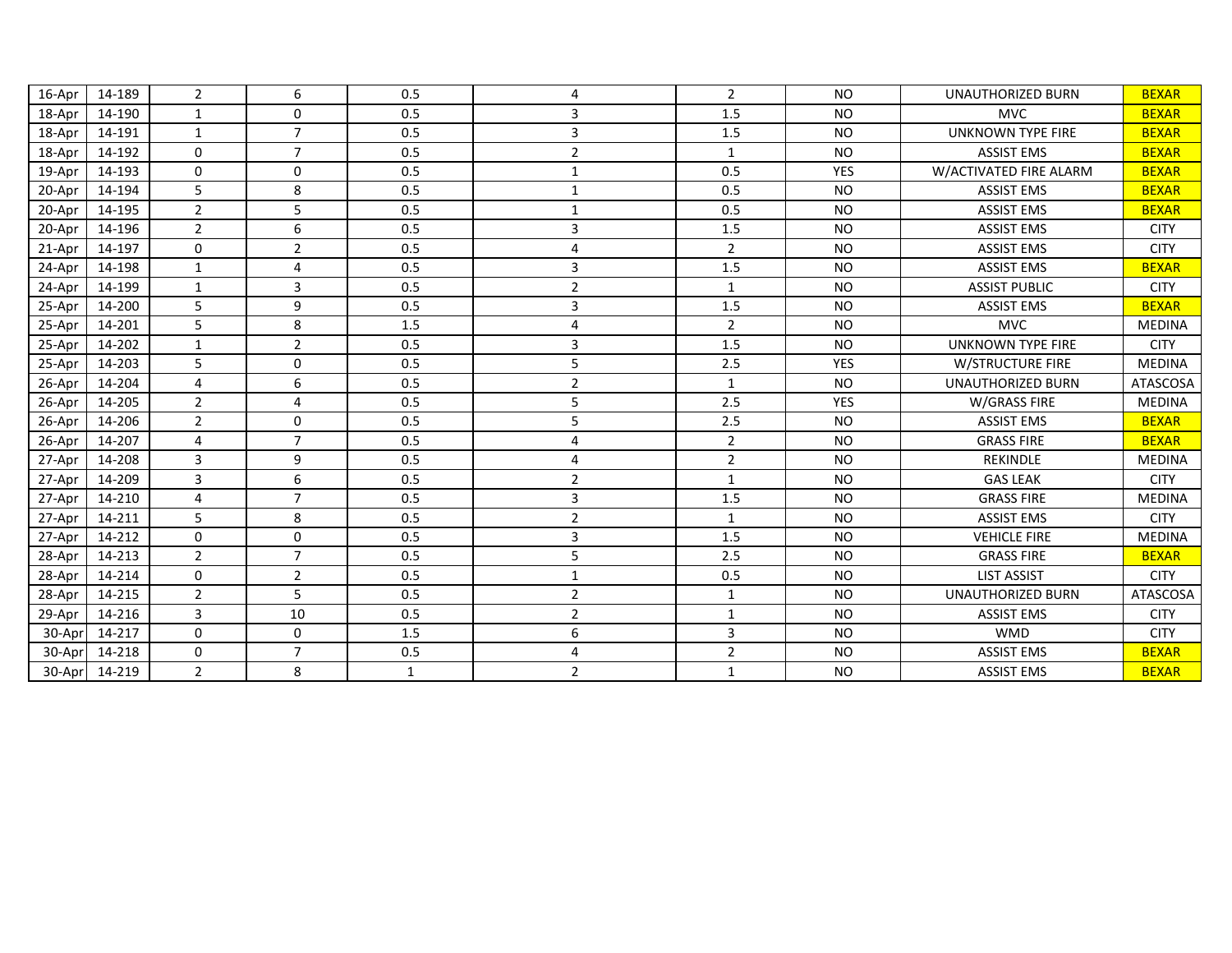| | | | | | | | | | |
|---|---|---|---|---|---|---|---|---|---|
| 16-Apr | 14-189 | 2 | 6 | 0.5 | 4 | 2 | NO | UNAUTHORIZED BURN | BEXAR |
| 18-Apr | 14-190 | 1 | 0 | 0.5 | 3 | 1.5 | NO | MVC | BEXAR |
| 18-Apr | 14-191 | 1 | 7 | 0.5 | 3 | 1.5 | NO | UNKNOWN TYPE FIRE | BEXAR |
| 18-Apr | 14-192 | 0 | 7 | 0.5 | 2 | 1 | NO | ASSIST EMS | BEXAR |
| 19-Apr | 14-193 | 0 | 0 | 0.5 | 1 | 0.5 | YES | W/ACTIVATED FIRE ALARM | BEXAR |
| 20-Apr | 14-194 | 5 | 8 | 0.5 | 1 | 0.5 | NO | ASSIST EMS | BEXAR |
| 20-Apr | 14-195 | 2 | 5 | 0.5 | 1 | 0.5 | NO | ASSIST EMS | BEXAR |
| 20-Apr | 14-196 | 2 | 6 | 0.5 | 3 | 1.5 | NO | ASSIST EMS | CITY |
| 21-Apr | 14-197 | 0 | 2 | 0.5 | 4 | 2 | NO | ASSIST EMS | CITY |
| 24-Apr | 14-198 | 1 | 4 | 0.5 | 3 | 1.5 | NO | ASSIST EMS | BEXAR |
| 24-Apr | 14-199 | 1 | 3 | 0.5 | 2 | 1 | NO | ASSIST PUBLIC | CITY |
| 25-Apr | 14-200 | 5 | 9 | 0.5 | 3 | 1.5 | NO | ASSIST EMS | BEXAR |
| 25-Apr | 14-201 | 5 | 8 | 1.5 | 4 | 2 | NO | MVC | MEDINA |
| 25-Apr | 14-202 | 1 | 2 | 0.5 | 3 | 1.5 | NO | UNKNOWN TYPE FIRE | CITY |
| 25-Apr | 14-203 | 5 | 0 | 0.5 | 5 | 2.5 | YES | W/STRUCTURE FIRE | MEDINA |
| 26-Apr | 14-204 | 4 | 6 | 0.5 | 2 | 1 | NO | UNAUTHORIZED BURN | ATASCOSA |
| 26-Apr | 14-205 | 2 | 4 | 0.5 | 5 | 2.5 | YES | W/GRASS FIRE | MEDINA |
| 26-Apr | 14-206 | 2 | 0 | 0.5 | 5 | 2.5 | NO | ASSIST EMS | BEXAR |
| 26-Apr | 14-207 | 4 | 7 | 0.5 | 4 | 2 | NO | GRASS FIRE | BEXAR |
| 27-Apr | 14-208 | 3 | 9 | 0.5 | 4 | 2 | NO | REKINDLE | MEDINA |
| 27-Apr | 14-209 | 3 | 6 | 0.5 | 2 | 1 | NO | GAS LEAK | CITY |
| 27-Apr | 14-210 | 4 | 7 | 0.5 | 3 | 1.5 | NO | GRASS FIRE | MEDINA |
| 27-Apr | 14-211 | 5 | 8 | 0.5 | 2 | 1 | NO | ASSIST EMS | CITY |
| 27-Apr | 14-212 | 0 | 0 | 0.5 | 3 | 1.5 | NO | VEHICLE FIRE | MEDINA |
| 28-Apr | 14-213 | 2 | 7 | 0.5 | 5 | 2.5 | NO | GRASS FIRE | BEXAR |
| 28-Apr | 14-214 | 0 | 2 | 0.5 | 1 | 0.5 | NO | LIST ASSIST | CITY |
| 28-Apr | 14-215 | 2 | 5 | 0.5 | 2 | 1 | NO | UNAUTHORIZED BURN | ATASCOSA |
| 29-Apr | 14-216 | 3 | 10 | 0.5 | 2 | 1 | NO | ASSIST EMS | CITY |
| 30-Apr | 14-217 | 0 | 0 | 1.5 | 6 | 3 | NO | WMD | CITY |
| 30-Apr | 14-218 | 0 | 7 | 0.5 | 4 | 2 | NO | ASSIST EMS | BEXAR |
| 30-Apr | 14-219 | 2 | 8 | 1 | 2 | 1 | NO | ASSIST EMS | BEXAR |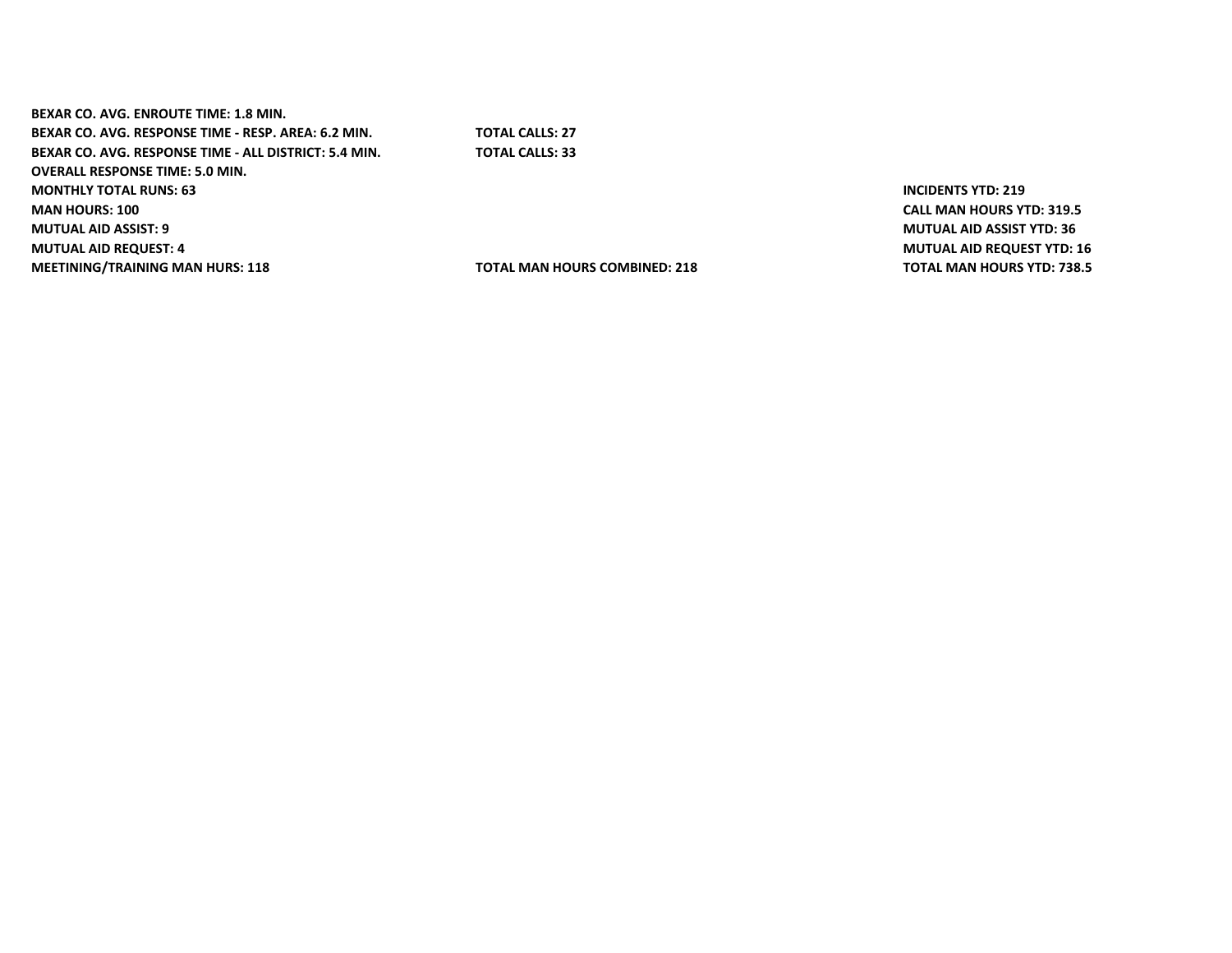| | | |
|---|---|---|
| **BEXAR CO. AVG. ENROUTE TIME: 1.8 MIN.** | | |
| **BEXAR CO. AVG. RESPONSE TIME - RESP. AREA: 6.2 MIN.** | **TOTAL CALLS: 27** | |
| **BEXAR CO. AVG. RESPONSE TIME - ALL DISTRICT: 5.4 MIN.** | **TOTAL CALLS: 33** | |
| **OVERALL RESPONSE TIME: 5.0 MIN.** | | |
| **MONTHLY TOTAL RUNS: 63** | | **INCIDENTS YTD: 219** |
| **MAN HOURS: 100** | | **CALL MAN HOURS YTD: 319.5** |
| **MUTUAL AID ASSIST: 9** | | **MUTUAL AID ASSIST YTD: 36** |
| **MUTUAL AID REQUEST: 4** | | **MUTUAL AID REQUEST YTD: 16** |
| **MEETINING/TRAINING MAN HURS: 118** | **TOTAL MAN HOURS COMBINED: 218** | **TOTAL MAN HOURS YTD: 738.5** |